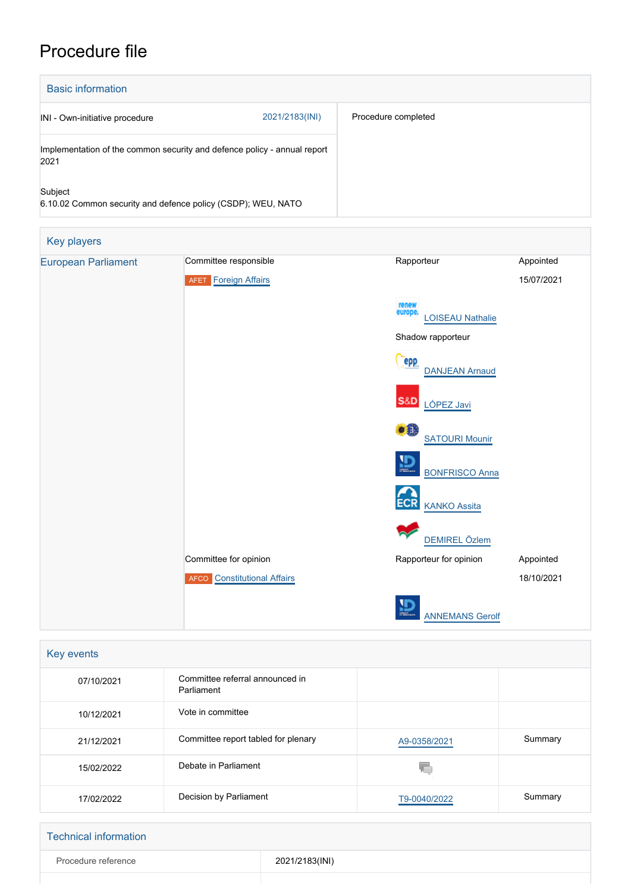# Procedure file

## Basic information

| | |
|---|---|
| INI - Own-initiative procedure 2021/2183(INI) | Procedure completed |
| Implementation of the common security and defence policy - annual report 2021 | |
| Subject<br>6.10.02 Common security and defence policy (CSDP); WEU, NATO | |

## Key players

| | | | |
|---|---|---|---|
| European Parliament | Committee responsible | Rapporteur | Appointed |
| | AFET Foreign Affairs | | 15/07/2021 |
| | | LOISEAU Nathalie | |
| | | Shadow rapporteur | |
| | | DANJEAN Arnaud | |
| | | LÓPEZ Javi | |
| | | SATOURI Mounir | |
| | | BONFRISCO Anna | |
| | | KANKO Assita | |
| | | DEMIREL Özlem | |
| | Committee for opinion | Rapporteur for opinion | Appointed |
| | AFCO Constitutional Affairs | | 18/10/2021 |
| | | ANNEMANS Gerolf | |

## Key events

| | | | |
|---|---|---|---|
| 07/10/2021 | Committee referral announced in Parliament | | |
| 10/12/2021 | Vote in committee | | |
| 21/12/2021 | Committee report tabled for plenary | A9-0358/2021 | Summary |
| 15/02/2022 | Debate in Parliament | | |
| 17/02/2022 | Decision by Parliament | T9-0040/2022 | Summary |

## Technical information

| | |
|---|---|
| Procedure reference | 2021/2183(INI) |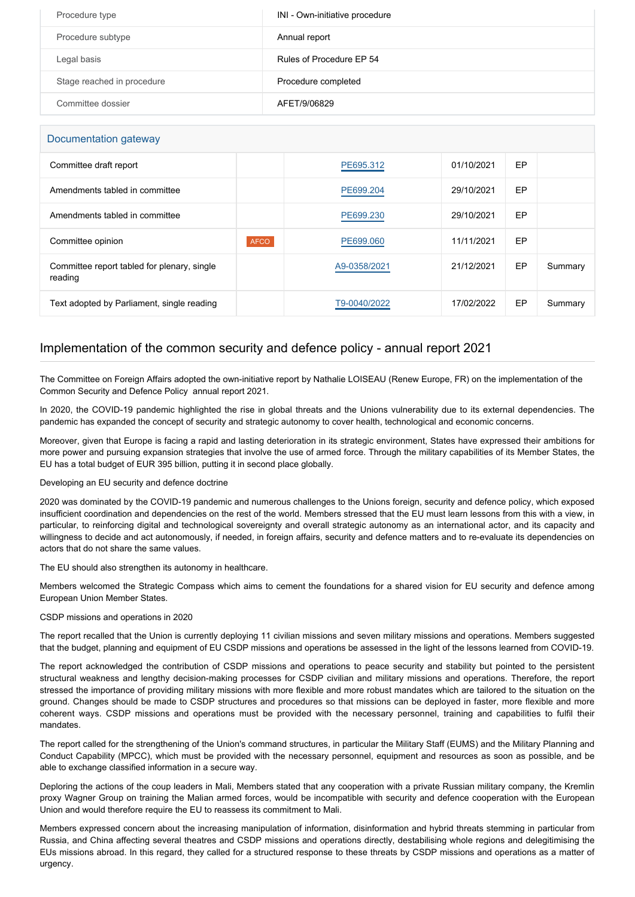| Procedure type | INI - Own-initiative procedure |
|---|---|
| Procedure subtype | Annual report |
| Legal basis | Rules of Procedure EP 54 |
| Stage reached in procedure | Procedure completed |
| Committee dossier | AFET/9/06829 |

## Documentation gateway

| | | | | | |
|---|---|---|---|---|---|
| Committee draft report | | PE695.312 | 01/10/2021 | EP | |
| Amendments tabled in committee | | PE699.204 | 29/10/2021 | EP | |
| Amendments tabled in committee | | PE699.230 | 29/10/2021 | EP | |
| Committee opinion | AFCO | PE699.060 | 11/11/2021 | EP | |
| Committee report tabled for plenary, single reading | | A9-0358/2021 | 21/12/2021 | EP | Summary |
| Text adopted by Parliament, single reading | | T9-0040/2022 | 17/02/2022 | EP | Summary |

## Implementation of the common security and defence policy - annual report 2021

The Committee on Foreign Affairs adopted the own-initiative report by Nathalie LOISEAU (Renew Europe, FR) on the implementation of the Common Security and Defence Policy annual report 2021.

In 2020, the COVID-19 pandemic highlighted the rise in global threats and the Unions vulnerability due to its external dependencies. The pandemic has expanded the concept of security and strategic autonomy to cover health, technological and economic concerns.

Moreover, given that Europe is facing a rapid and lasting deterioration in its strategic environment, States have expressed their ambitions for more power and pursuing expansion strategies that involve the use of armed force. Through the military capabilities of its Member States, the EU has a total budget of EUR 395 billion, putting it in second place globally.

Developing an EU security and defence doctrine

2020 was dominated by the COVID-19 pandemic and numerous challenges to the Unions foreign, security and defence policy, which exposed insufficient coordination and dependencies on the rest of the world. Members stressed that the EU must learn lessons from this with a view, in particular, to reinforcing digital and technological sovereignty and overall strategic autonomy as an international actor, and its capacity and willingness to decide and act autonomously, if needed, in foreign affairs, security and defence matters and to re-evaluate its dependencies on actors that do not share the same values.

The EU should also strengthen its autonomy in healthcare.

Members welcomed the Strategic Compass which aims to cement the foundations for a shared vision for EU security and defence among European Union Member States.

CSDP missions and operations in 2020

The report recalled that the Union is currently deploying 11 civilian missions and seven military missions and operations. Members suggested that the budget, planning and equipment of EU CSDP missions and operations be assessed in the light of the lessons learned from COVID-19.

The report acknowledged the contribution of CSDP missions and operations to peace security and stability but pointed to the persistent structural weakness and lengthy decision-making processes for CSDP civilian and military missions and operations. Therefore, the report stressed the importance of providing military missions with more flexible and more robust mandates which are tailored to the situation on the ground. Changes should be made to CSDP structures and procedures so that missions can be deployed in faster, more flexible and more coherent ways. CSDP missions and operations must be provided with the necessary personnel, training and capabilities to fulfil their mandates.

The report called for the strengthening of the Union's command structures, in particular the Military Staff (EUMS) and the Military Planning and Conduct Capability (MPCC), which must be provided with the necessary personnel, equipment and resources as soon as possible, and be able to exchange classified information in a secure way.

Deploring the actions of the coup leaders in Mali, Members stated that any cooperation with a private Russian military company, the Kremlin proxy Wagner Group on training the Malian armed forces, would be incompatible with security and defence cooperation with the European Union and would therefore require the EU to reassess its commitment to Mali.

Members expressed concern about the increasing manipulation of information, disinformation and hybrid threats stemming in particular from Russia, and China affecting several theatres and CSDP missions and operations directly, destabilising whole regions and delegitimising the EUs missions abroad. In this regard, they called for a structured response to these threats by CSDP missions and operations as a matter of urgency.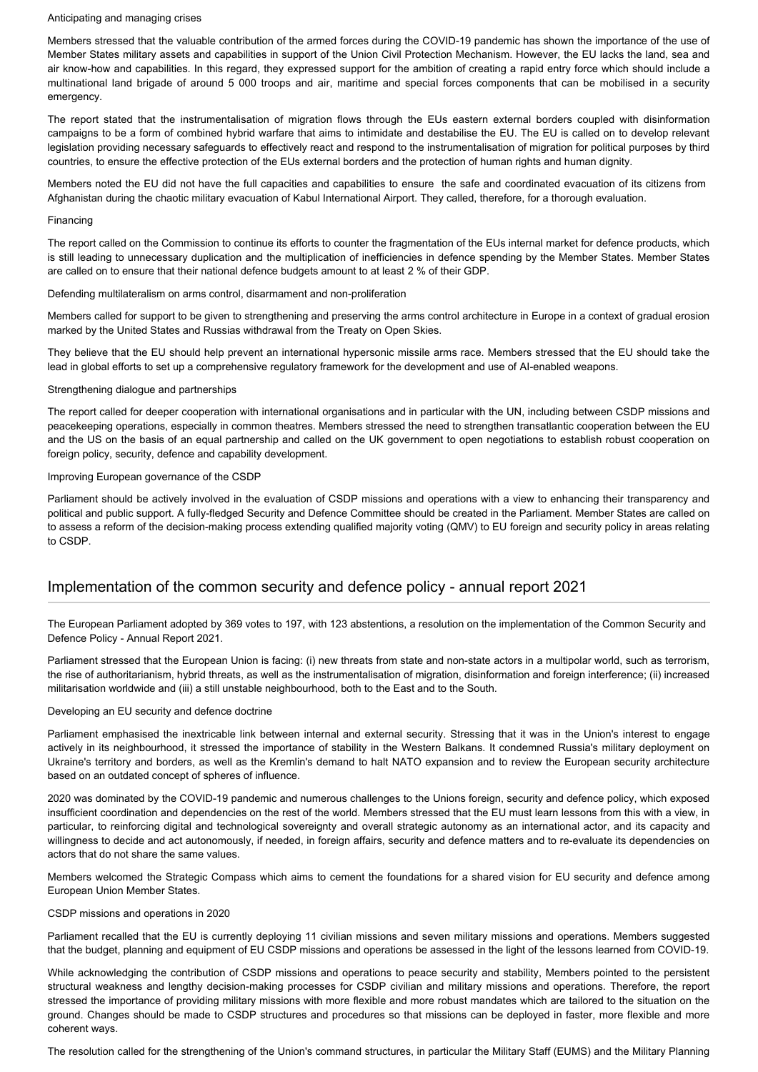Anticipating and managing crises

Members stressed that the valuable contribution of the armed forces during the COVID-19 pandemic has shown the importance of the use of Member States military assets and capabilities in support of the Union Civil Protection Mechanism. However, the EU lacks the land, sea and air know-how and capabilities. In this regard, they expressed support for the ambition of creating a rapid entry force which should include a multinational land brigade of around 5 000 troops and air, maritime and special forces components that can be mobilised in a security emergency.

The report stated that the instrumentalisation of migration flows through the EUs eastern external borders coupled with disinformation campaigns to be a form of combined hybrid warfare that aims to intimidate and destabilise the EU. The EU is called on to develop relevant legislation providing necessary safeguards to effectively react and respond to the instrumentalisation of migration for political purposes by third countries, to ensure the effective protection of the EUs external borders and the protection of human rights and human dignity.

Members noted the EU did not have the full capacities and capabilities to ensure the safe and coordinated evacuation of its citizens from Afghanistan during the chaotic military evacuation of Kabul International Airport. They called, therefore, for a thorough evaluation.

Financing

The report called on the Commission to continue its efforts to counter the fragmentation of the EUs internal market for defence products, which is still leading to unnecessary duplication and the multiplication of inefficiencies in defence spending by the Member States. Member States are called on to ensure that their national defence budgets amount to at least 2 % of their GDP.

Defending multilateralism on arms control, disarmament and non-proliferation

Members called for support to be given to strengthening and preserving the arms control architecture in Europe in a context of gradual erosion marked by the United States and Russias withdrawal from the Treaty on Open Skies.

They believe that the EU should help prevent an international hypersonic missile arms race. Members stressed that the EU should take the lead in global efforts to set up a comprehensive regulatory framework for the development and use of AI-enabled weapons.

Strengthening dialogue and partnerships

The report called for deeper cooperation with international organisations and in particular with the UN, including between CSDP missions and peacekeeping operations, especially in common theatres. Members stressed the need to strengthen transatlantic cooperation between the EU and the US on the basis of an equal partnership and called on the UK government to open negotiations to establish robust cooperation on foreign policy, security, defence and capability development.

Improving European governance of the CSDP

Parliament should be actively involved in the evaluation of CSDP missions and operations with a view to enhancing their transparency and political and public support. A fully-fledged Security and Defence Committee should be created in the Parliament. Member States are called on to assess a reform of the decision-making process extending qualified majority voting (QMV) to EU foreign and security policy in areas relating to CSDP.

## Implementation of the common security and defence policy - annual report 2021

The European Parliament adopted by 369 votes to 197, with 123 abstentions, a resolution on the implementation of the Common Security and Defence Policy - Annual Report 2021.

Parliament stressed that the European Union is facing: (i) new threats from state and non-state actors in a multipolar world, such as terrorism, the rise of authoritarianism, hybrid threats, as well as the instrumentalisation of migration, disinformation and foreign interference; (ii) increased militarisation worldwide and (iii) a still unstable neighbourhood, both to the East and to the South.

Developing an EU security and defence doctrine

Parliament emphasised the inextricable link between internal and external security. Stressing that it was in the Union's interest to engage actively in its neighbourhood, it stressed the importance of stability in the Western Balkans. It condemned Russia's military deployment on Ukraine's territory and borders, as well as the Kremlin's demand to halt NATO expansion and to review the European security architecture based on an outdated concept of spheres of influence.

2020 was dominated by the COVID-19 pandemic and numerous challenges to the Unions foreign, security and defence policy, which exposed insufficient coordination and dependencies on the rest of the world. Members stressed that the EU must learn lessons from this with a view, in particular, to reinforcing digital and technological sovereignty and overall strategic autonomy as an international actor, and its capacity and willingness to decide and act autonomously, if needed, in foreign affairs, security and defence matters and to re-evaluate its dependencies on actors that do not share the same values.

Members welcomed the Strategic Compass which aims to cement the foundations for a shared vision for EU security and defence among European Union Member States.

CSDP missions and operations in 2020

Parliament recalled that the EU is currently deploying 11 civilian missions and seven military missions and operations. Members suggested that the budget, planning and equipment of EU CSDP missions and operations be assessed in the light of the lessons learned from COVID-19.

While acknowledging the contribution of CSDP missions and operations to peace security and stability, Members pointed to the persistent structural weakness and lengthy decision-making processes for CSDP civilian and military missions and operations. Therefore, the report stressed the importance of providing military missions with more flexible and more robust mandates which are tailored to the situation on the ground. Changes should be made to CSDP structures and procedures so that missions can be deployed in faster, more flexible and more coherent ways.

The resolution called for the strengthening of the Union's command structures, in particular the Military Staff (EUMS) and the Military Planning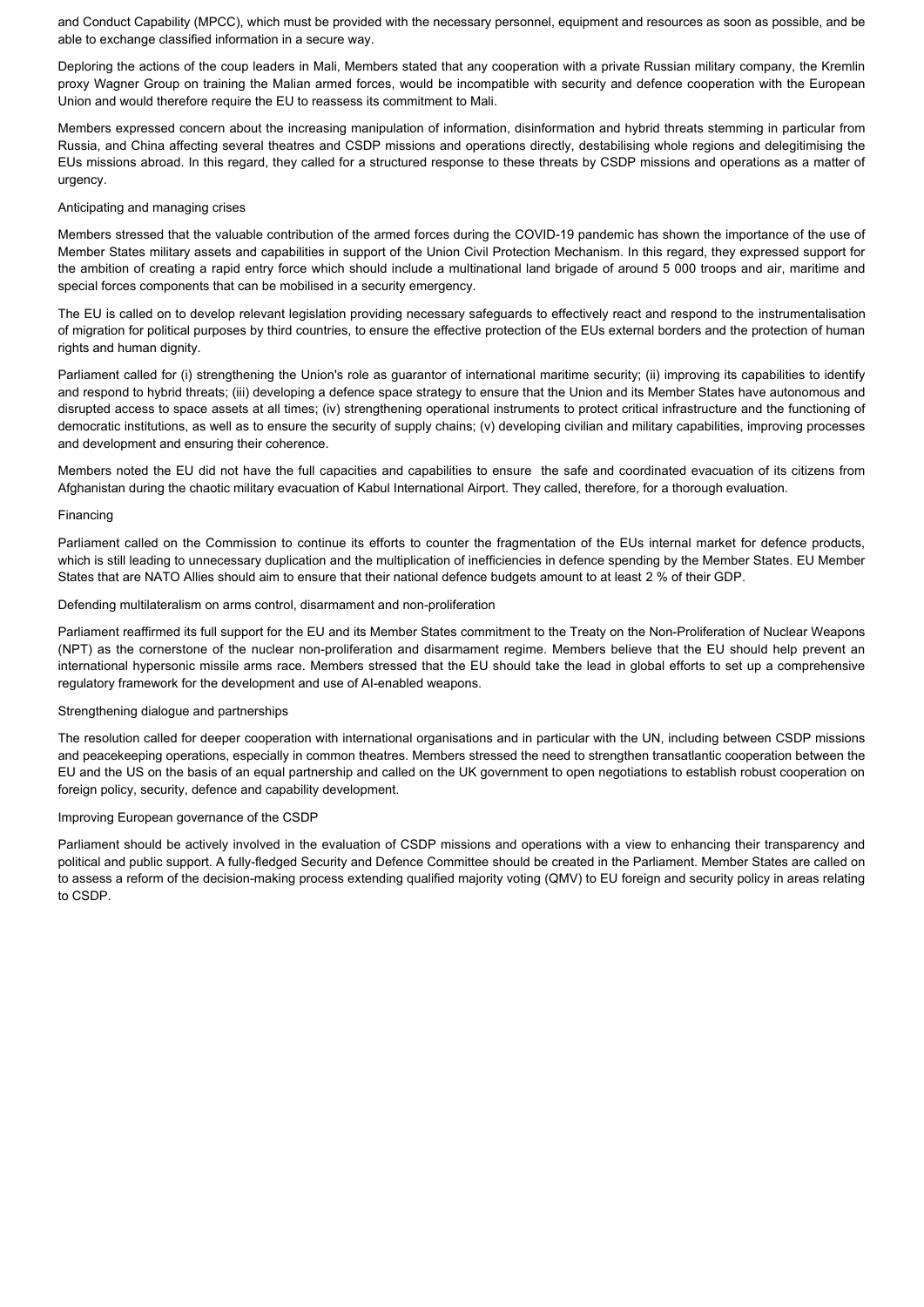and Conduct Capability (MPCC), which must be provided with the necessary personnel, equipment and resources as soon as possible, and be able to exchange classified information in a secure way.

Deploring the actions of the coup leaders in Mali, Members stated that any cooperation with a private Russian military company, the Kremlin proxy Wagner Group on training the Malian armed forces, would be incompatible with security and defence cooperation with the European Union and would therefore require the EU to reassess its commitment to Mali.

Members expressed concern about the increasing manipulation of information, disinformation and hybrid threats stemming in particular from Russia, and China affecting several theatres and CSDP missions and operations directly, destabilising whole regions and delegitimising the EUs missions abroad. In this regard, they called for a structured response to these threats by CSDP missions and operations as a matter of urgency.

### Anticipating and managing crises

Members stressed that the valuable contribution of the armed forces during the COVID-19 pandemic has shown the importance of the use of Member States military assets and capabilities in support of the Union Civil Protection Mechanism. In this regard, they expressed support for the ambition of creating a rapid entry force which should include a multinational land brigade of around 5 000 troops and air, maritime and special forces components that can be mobilised in a security emergency.

The EU is called on to develop relevant legislation providing necessary safeguards to effectively react and respond to the instrumentalisation of migration for political purposes by third countries, to ensure the effective protection of the EUs external borders and the protection of human rights and human dignity.

Parliament called for (i) strengthening the Union's role as guarantor of international maritime security; (ii) improving its capabilities to identify and respond to hybrid threats; (iii) developing a defence space strategy to ensure that the Union and its Member States have autonomous and disrupted access to space assets at all times; (iv) strengthening operational instruments to protect critical infrastructure and the functioning of democratic institutions, as well as to ensure the security of supply chains; (v) developing civilian and military capabilities, improving processes and development and ensuring their coherence.

Members noted the EU did not have the full capacities and capabilities to ensure the safe and coordinated evacuation of its citizens from Afghanistan during the chaotic military evacuation of Kabul International Airport. They called, therefore, for a thorough evaluation.

### Financing

Parliament called on the Commission to continue its efforts to counter the fragmentation of the EUs internal market for defence products, which is still leading to unnecessary duplication and the multiplication of inefficiencies in defence spending by the Member States. EU Member States that are NATO Allies should aim to ensure that their national defence budgets amount to at least 2 % of their GDP.

### Defending multilateralism on arms control, disarmament and non-proliferation

Parliament reaffirmed its full support for the EU and its Member States commitment to the Treaty on the Non-Proliferation of Nuclear Weapons (NPT) as the cornerstone of the nuclear non-proliferation and disarmament regime. Members believe that the EU should help prevent an international hypersonic missile arms race. Members stressed that the EU should take the lead in global efforts to set up a comprehensive regulatory framework for the development and use of AI-enabled weapons.

### Strengthening dialogue and partnerships

The resolution called for deeper cooperation with international organisations and in particular with the UN, including between CSDP missions and peacekeeping operations, especially in common theatres. Members stressed the need to strengthen transatlantic cooperation between the EU and the US on the basis of an equal partnership and called on the UK government to open negotiations to establish robust cooperation on foreign policy, security, defence and capability development.

### Improving European governance of the CSDP

Parliament should be actively involved in the evaluation of CSDP missions and operations with a view to enhancing their transparency and political and public support. A fully-fledged Security and Defence Committee should be created in the Parliament. Member States are called on to assess a reform of the decision-making process extending qualified majority voting (QMV) to EU foreign and security policy in areas relating to CSDP.